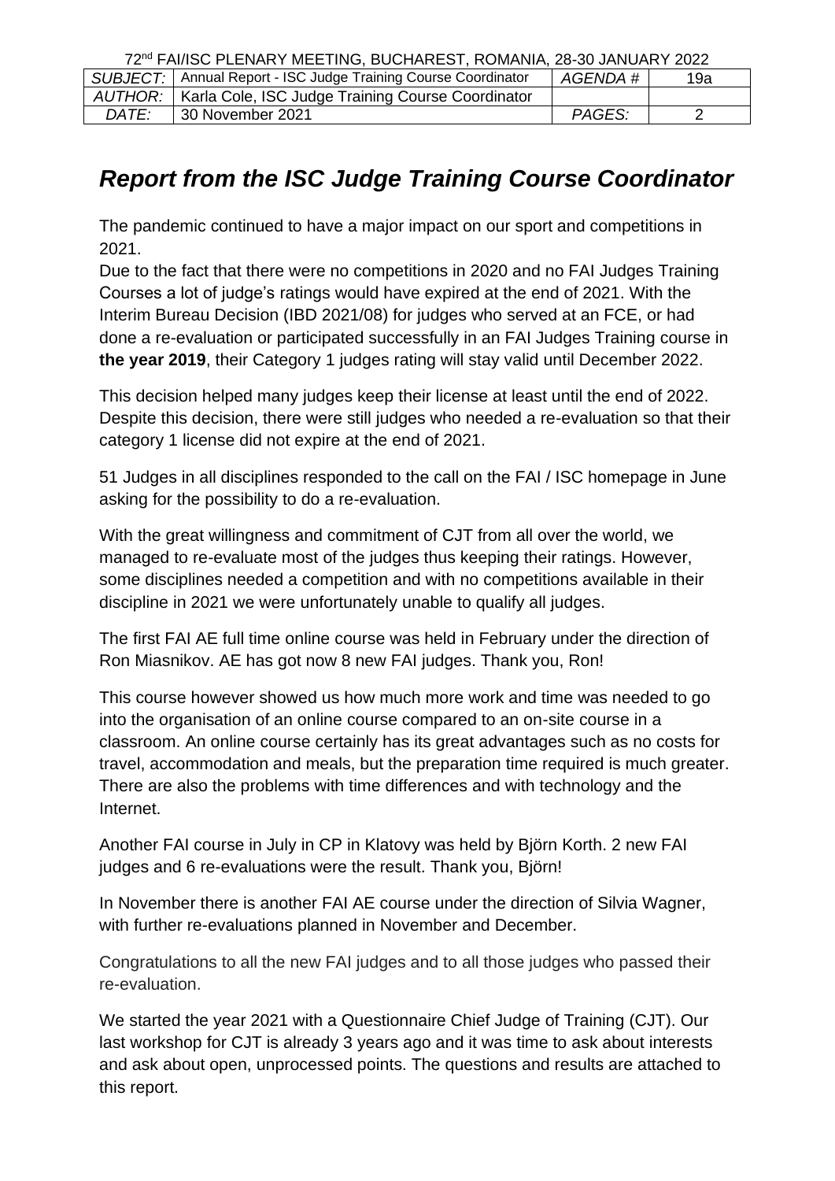72nd FAI/ISC PLENARY MEETING, BUCHAREST, ROMANIA, 28-30 JANUARY 2022

| SUBJECT: | Annual Report - ISC Judge Training Course Coordinator | AGENDA # | 19a |
|---|---|---|---|
| AUTHOR: | Karla Cole, ISC Judge Training Course Coordinator | | |
| DATE: | 30 November 2021 | PAGES: | 2 |

# *Report from the ISC Judge Training Course Coordinator*

The pandemic continued to have a major impact on our sport and competitions in 2021.

Due to the fact that there were no competitions in 2020 and no FAI Judges Training Courses a lot of judge's ratings would have expired at the end of 2021. With the Interim Bureau Decision (IBD 2021/08) for judges who served at an FCE, or had done a re-evaluation or participated successfully in an FAI Judges Training course in **the year 2019**, their Category 1 judges rating will stay valid until December 2022.

This decision helped many judges keep their license at least until the end of 2022. Despite this decision, there were still judges who needed a re-evaluation so that their category 1 license did not expire at the end of 2021.

51 Judges in all disciplines responded to the call on the FAI / ISC homepage in June asking for the possibility to do a re-evaluation.

With the great willingness and commitment of CJT from all over the world, we managed to re-evaluate most of the judges thus keeping their ratings. However, some disciplines needed a competition and with no competitions available in their discipline in 2021 we were unfortunately unable to qualify all judges.

The first FAI AE full time online course was held in February under the direction of Ron Miasnikov. AE has got now 8 new FAI judges. Thank you, Ron!

This course however showed us how much more work and time was needed to go into the organisation of an online course compared to an on-site course in a classroom. An online course certainly has its great advantages such as no costs for travel, accommodation and meals, but the preparation time required is much greater. There are also the problems with time differences and with technology and the Internet.

Another FAI course in July in CP in Klatovy was held by Björn Korth. 2 new FAI judges and 6 re-evaluations were the result. Thank you, Björn!

In November there is another FAI AE course under the direction of Silvia Wagner, with further re-evaluations planned in November and December.

Congratulations to all the new FAI judges and to all those judges who passed their re-evaluation.

We started the year 2021 with a Questionnaire Chief Judge of Training (CJT). Our last workshop for CJT is already 3 years ago and it was time to ask about interests and ask about open, unprocessed points. The questions and results are attached to this report.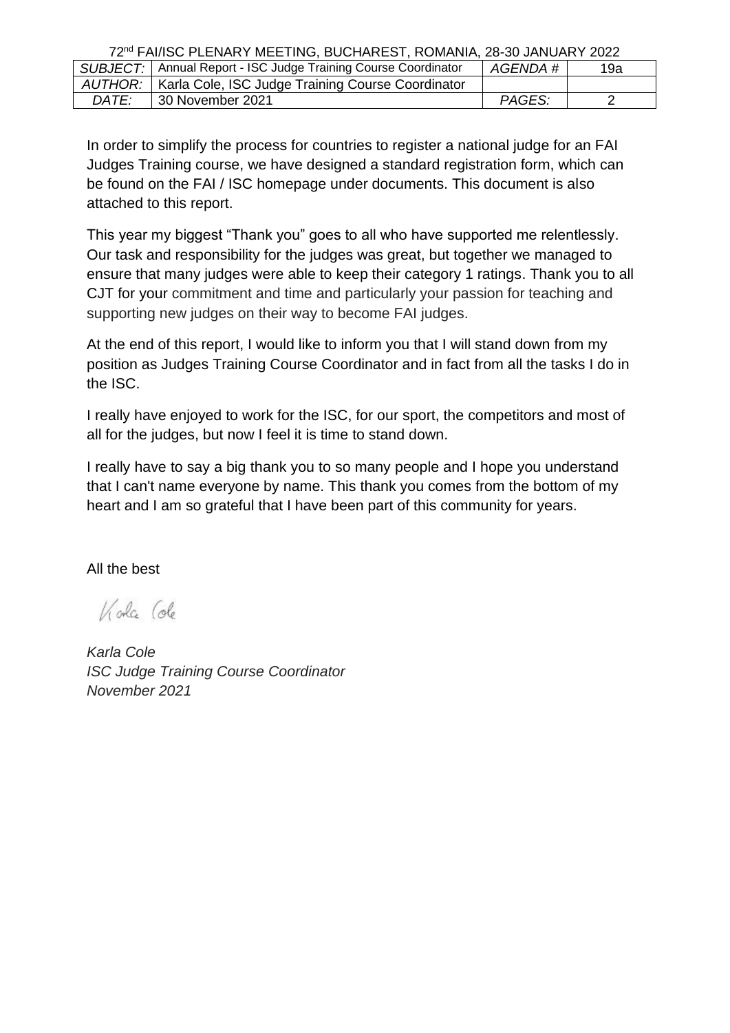72nd FAI/ISC PLENARY MEETING, BUCHAREST, ROMANIA, 28-30 JANUARY 2022

| | | | |
|---|---|---|---|
| *SUBJECT:* | Annual Report - ISC Judge Training Course Coordinator | *AGENDA #* | 19a |
| *AUTHOR:* | Karla Cole, ISC Judge Training Course Coordinator | | |
| *DATE:* | 30 November 2021 | *PAGES:* | 2 |

In order to simplify the process for countries to register a national judge for an FAI Judges Training course, we have designed a standard registration form, which can be found on the FAI / ISC homepage under documents. This document is also attached to this report.

This year my biggest "Thank you" goes to all who have supported me relentlessly. Our task and responsibility for the judges was great, but together we managed to ensure that many judges were able to keep their category 1 ratings. Thank you to all CJT for your commitment and time and particularly your passion for teaching and supporting new judges on their way to become FAI judges.

At the end of this report, I would like to inform you that I will stand down from my position as Judges Training Course Coordinator and in fact from all the tasks I do in the ISC.

I really have enjoyed to work for the ISC, for our sport, the competitors and most of all for the judges, but now I feel it is time to stand down.

I really have to say a big thank you to so many people and I hope you understand that I can't name everyone by name. This thank you comes from the bottom of my heart and I am so grateful that I have been part of this community for years.

All the best

Karla Cole

*Karla Cole*
*ISC Judge Training Course Coordinator*
*November 2021*